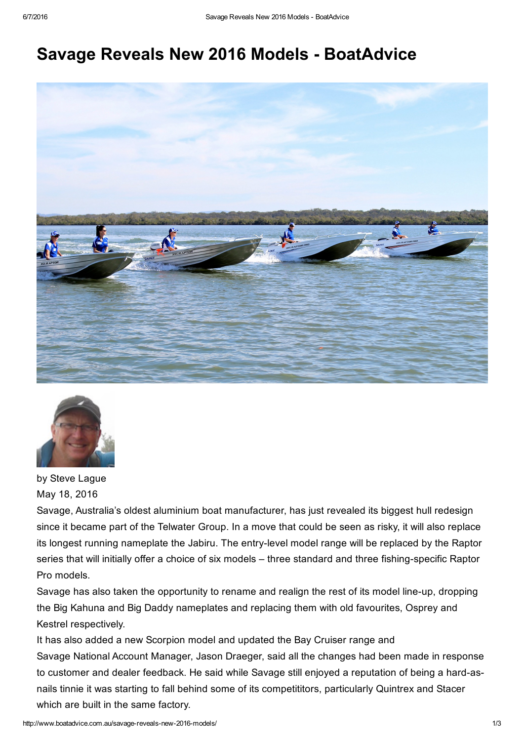# Savage Reveals New 2016 Models - BoatAdvice

by Steve Lague
May 18, 2016

Savage, Australia's oldest aluminium boat manufacturer, has just revealed its biggest hull redesign since it became part of the Telwater Group. In a move that could be seen as risky, it will also replace its longest running nameplate the Jabiru. The entry-level model range will be replaced by the Raptor series that will initially offer a choice of six models – three standard and three fishing-specific Raptor Pro models.

Savage has also taken the opportunity to rename and realign the rest of its model line-up, dropping the Big Kahuna and Big Daddy nameplates and replacing them with old favourites, Osprey and Kestrel respectively.

It has also added a new Scorpion model and updated the Bay Cruiser range and

Savage National Account Manager, Jason Draeger, said all the changes had been made in response to customer and dealer feedback. He said while Savage still enjoyed a reputation of being a hard-as-nails tinnie it was starting to fall behind some of its competititors, particularly Quintrex and Stacer which are built in the same factory.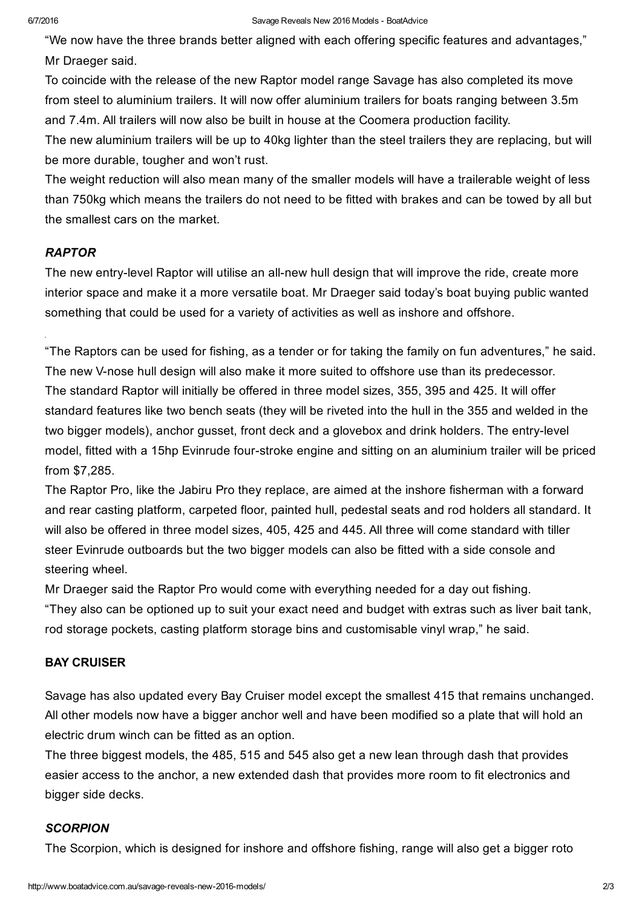"We now have the three brands better aligned with each offering specific features and advantages," Mr Draeger said.

To coincide with the release of the new Raptor model range Savage has also completed its move from steel to aluminium trailers. It will now offer aluminium trailers for boats ranging between 3.5m and 7.4m. All trailers will now also be built in house at the Coomera production facility.

The new aluminium trailers will be up to 40kg lighter than the steel trailers they are replacing, but will be more durable, tougher and won't rust.

The weight reduction will also mean many of the smaller models will have a trailerable weight of less than 750kg which means the trailers do not need to be fitted with brakes and can be towed by all but the smallest cars on the market.

### *RAPTOR*

The new entry-level Raptor will utilise an all-new hull design that will improve the ride, create more interior space and make it a more versatile boat. Mr Draeger said today's boat buying public wanted something that could be used for a variety of activities as well as inshore and offshore.

"The Raptors can be used for fishing, as a tender or for taking the family on fun adventures," he said.

The new V-nose hull design will also make it more suited to offshore use than its predecessor.

The standard Raptor will initially be offered in three model sizes, 355, 395 and 425. It will offer standard features like two bench seats (they will be riveted into the hull in the 355 and welded in the two bigger models), anchor gusset, front deck and a glovebox and drink holders. The entry-level model, fitted with a 15hp Evinrude four-stroke engine and sitting on an aluminium trailer will be priced from $7,285.

The Raptor Pro, like the Jabiru Pro they replace, are aimed at the inshore fisherman with a forward and rear casting platform, carpeted floor, painted hull, pedestal seats and rod holders all standard. It will also be offered in three model sizes, 405, 425 and 445. All three will come standard with tiller steer Evinrude outboards but the two bigger models can also be fitted with a side console and steering wheel.

Mr Draeger said the Raptor Pro would come with everything needed for a day out fishing.

"They also can be optioned up to suit your exact need and budget with extras such as liver bait tank, rod storage pockets, casting platform storage bins and customisable vinyl wrap," he said.

### BAY CRUISER

Savage has also updated every Bay Cruiser model except the smallest 415 that remains unchanged. All other models now have a bigger anchor well and have been modified so a plate that will hold an electric drum winch can be fitted as an option.

The three biggest models, the 485, 515 and 545 also get a new lean through dash that provides easier access to the anchor, a new extended dash that provides more room to fit electronics and bigger side decks.

### *SCORPION*

The Scorpion, which is designed for inshore and offshore fishing, range will also get a bigger roto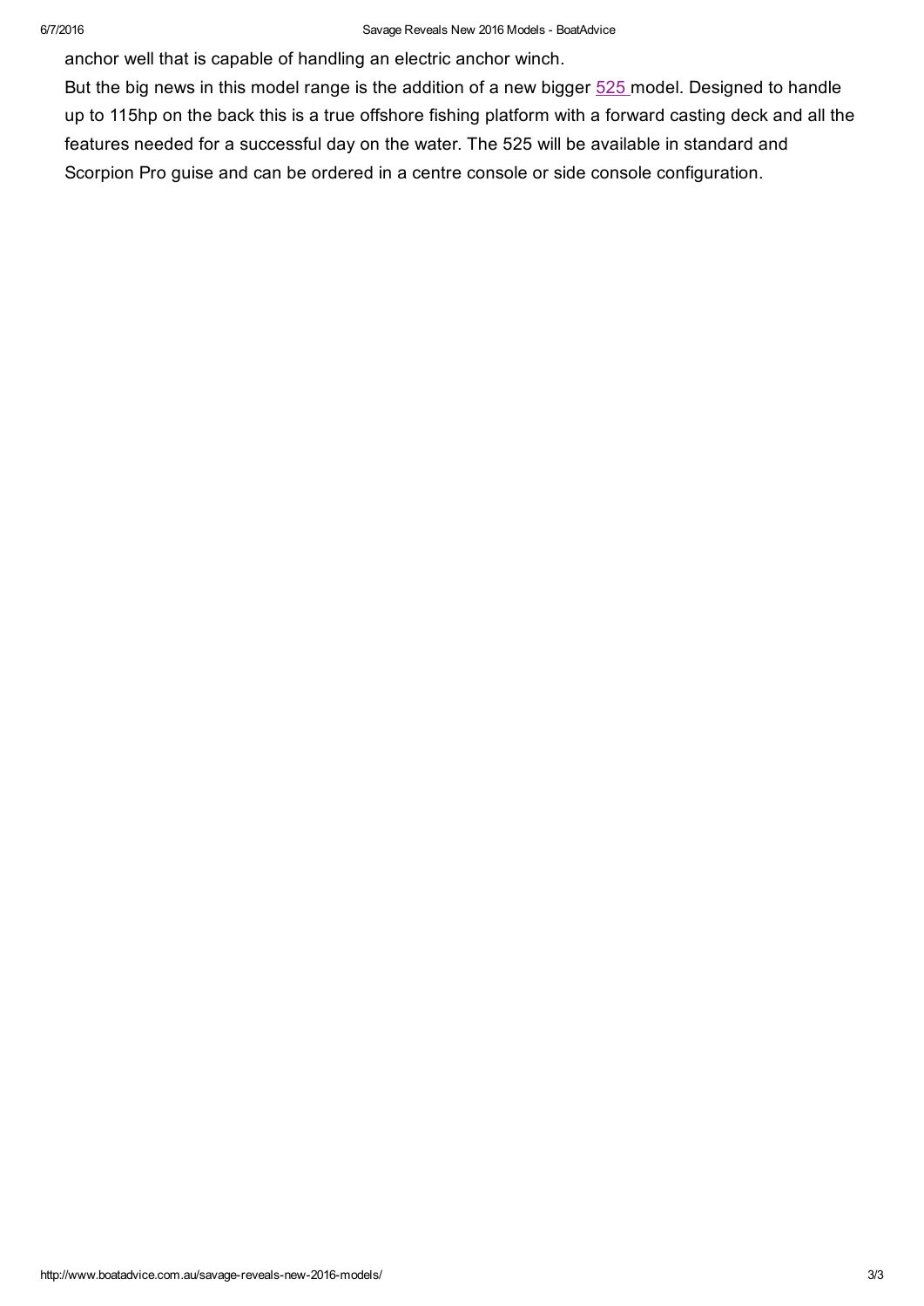anchor well that is capable of handling an electric anchor winch.

But the big news in this model range is the addition of a new bigger 525 model. Designed to handle up to 115hp on the back this is a true offshore fishing platform with a forward casting deck and all the features needed for a successful day on the water. The 525 will be available in standard and Scorpion Pro guise and can be ordered in a centre console or side console configuration.